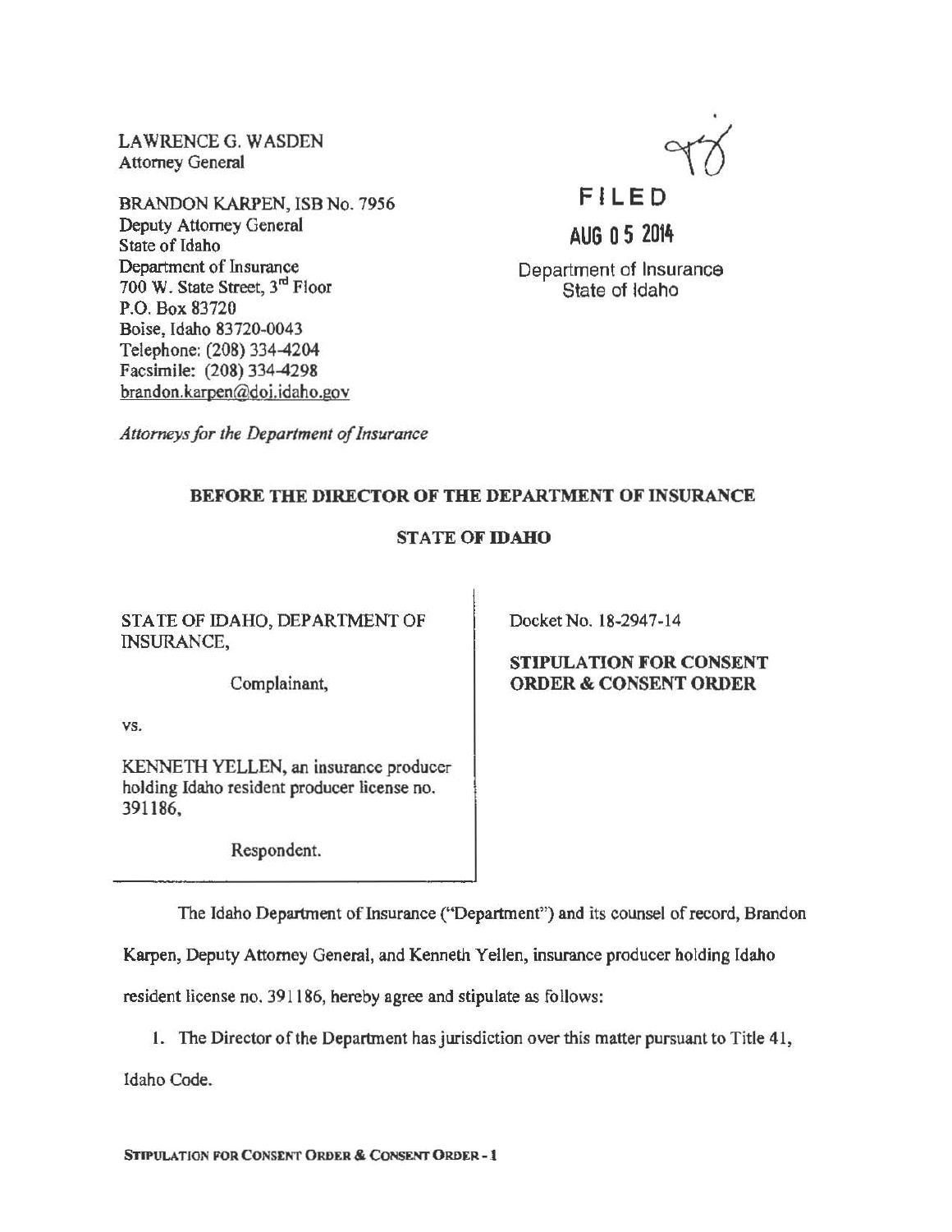LAWRENCE G. WASDEN
Attorney General

BRANDON KARPEN, ISB No. 7956
Deputy Attorney General
State of Idaho
Department of Insurance
700 W. State Street, 3rd Floor
P.O. Box 83720
Boise, Idaho 83720-0043
Telephone: (208) 334-4204
Facsimile: (208) 334-4298
brandon.karpen@doj.idaho.gov

*Attorneys for the Department of Insurance*

FILED
AUG 05 2014
Department of Insurance
State of Idaho

**BEFORE THE DIRECTOR OF THE DEPARTMENT OF INSURANCE**

**STATE OF IDAHO**

STATE OF IDAHO, DEPARTMENT OF INSURANCE,

Complainant,

vs.

KENNETH YELLEN, an insurance producer holding Idaho resident producer license no. 391186,

Respondent.

Docket No. 18-2947-14

**STIPULATION FOR CONSENT ORDER & CONSENT ORDER**

The Idaho Department of Insurance ("Department") and its counsel of record, Brandon Karpen, Deputy Attorney General, and Kenneth Yellen, insurance producer holding Idaho resident license no. 391186, hereby agree and stipulate as follows:

1. The Director of the Department has jurisdiction over this matter pursuant to Title 41, Idaho Code.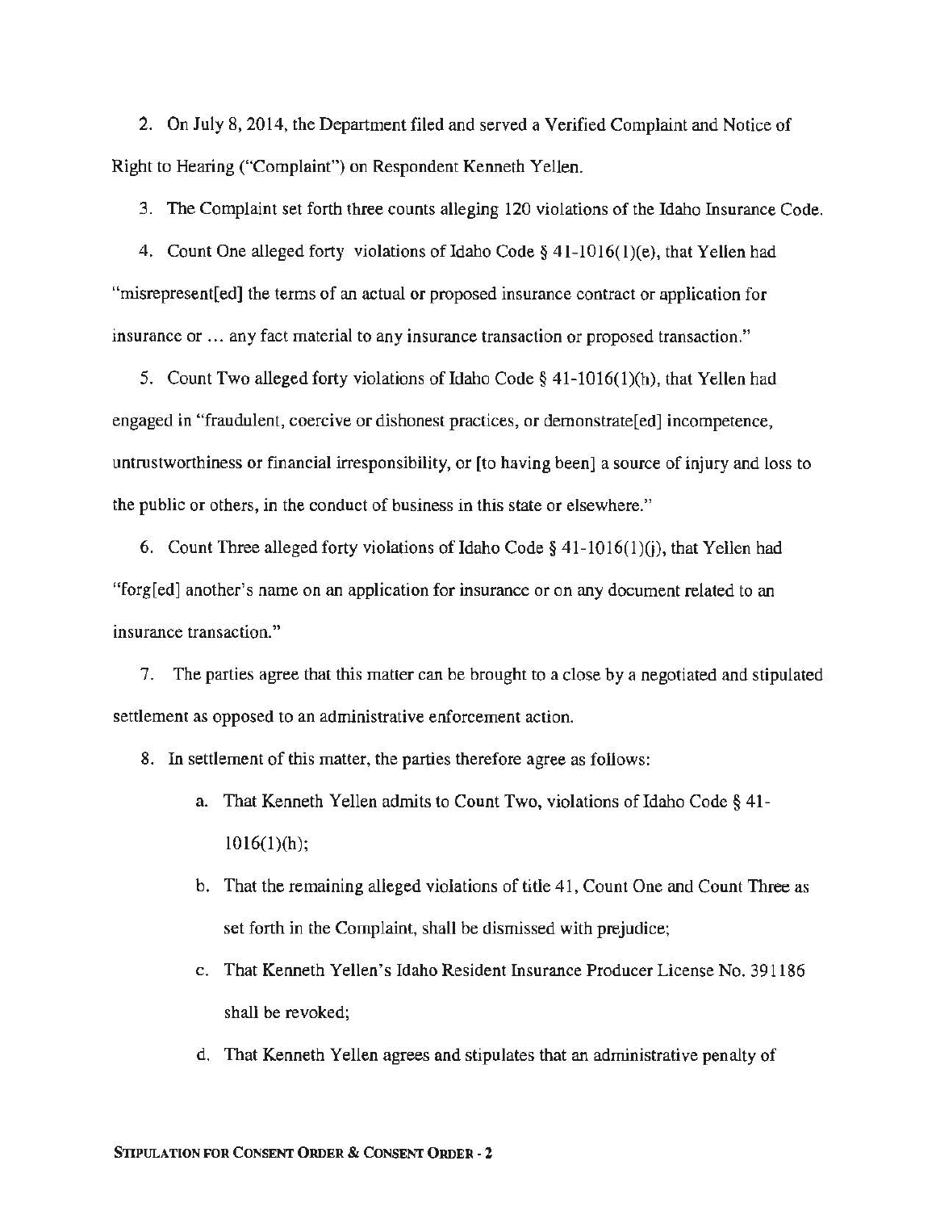2. On July 8, 2014, the Department filed and served a Verified Complaint and Notice of Right to Hearing ("Complaint") on Respondent Kenneth Yellen.

3. The Complaint set forth three counts alleging 120 violations of the Idaho Insurance Code.

4. Count One alleged forty violations of Idaho Code § 41-1016(1)(e), that Yellen had "misrepresent[ed] the terms of an actual or proposed insurance contract or application for insurance or ... any fact material to any insurance transaction or proposed transaction."

5. Count Two alleged forty violations of Idaho Code § 41-1016(1)(h), that Yellen had engaged in "fraudulent, coercive or dishonest practices, or demonstrate[ed] incompetence, untrustworthiness or financial irresponsibility, or [to having been] a source of injury and loss to the public or others, in the conduct of business in this state or elsewhere."

6. Count Three alleged forty violations of Idaho Code § 41-1016(1)(j), that Yellen had "forg[ed] another's name on an application for insurance or on any document related to an insurance transaction."

7. The parties agree that this matter can be brought to a close by a negotiated and stipulated settlement as opposed to an administrative enforcement action.

8. In settlement of this matter, the parties therefore agree as follows:

    a. That Kenneth Yellen admits to Count Two, violations of Idaho Code § 41-1016(1)(h);

    b. That the remaining alleged violations of title 41, Count One and Count Three as set forth in the Complaint, shall be dismissed with prejudice;

    c. That Kenneth Yellen's Idaho Resident Insurance Producer License No. 391186 shall be revoked;

    d. That Kenneth Yellen agrees and stipulates that an administrative penalty of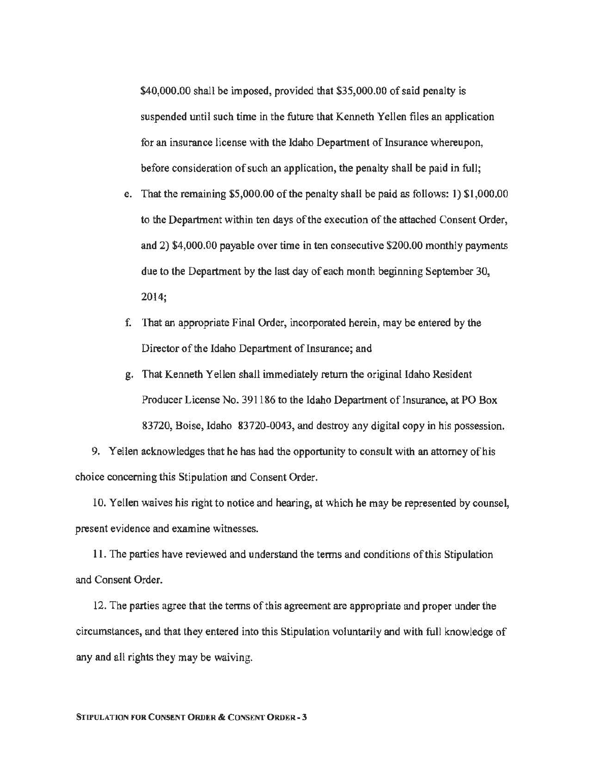$40,000.00 shall be imposed, provided that $35,000.00 of said penalty is suspended until such time in the future that Kenneth Yellen files an application for an insurance license with the Idaho Department of Insurance whereupon, before consideration of such an application, the penalty shall be paid in full;

e. That the remaining $5,000.00 of the penalty shall be paid as follows: 1) $1,000.00 to the Department within ten days of the execution of the attached Consent Order, and 2) $4,000.00 payable over time in ten consecutive $200.00 monthly payments due to the Department by the last day of each month beginning September 30, 2014;

f. That an appropriate Final Order, incorporated herein, may be entered by the Director of the Idaho Department of Insurance; and

g. That Kenneth Yellen shall immediately return the original Idaho Resident Producer License No. 391186 to the Idaho Department of Insurance, at PO Box 83720, Boise, Idaho 83720-0043, and destroy any digital copy in his possession.

9. Yellen acknowledges that he has had the opportunity to consult with an attorney of his choice concerning this Stipulation and Consent Order.

10. Yellen waives his right to notice and hearing, at which he may be represented by counsel, present evidence and examine witnesses.

11. The parties have reviewed and understand the terms and conditions of this Stipulation and Consent Order.

12. The parties agree that the terms of this agreement are appropriate and proper under the circumstances, and that they entered into this Stipulation voluntarily and with full knowledge of any and all rights they may be waiving.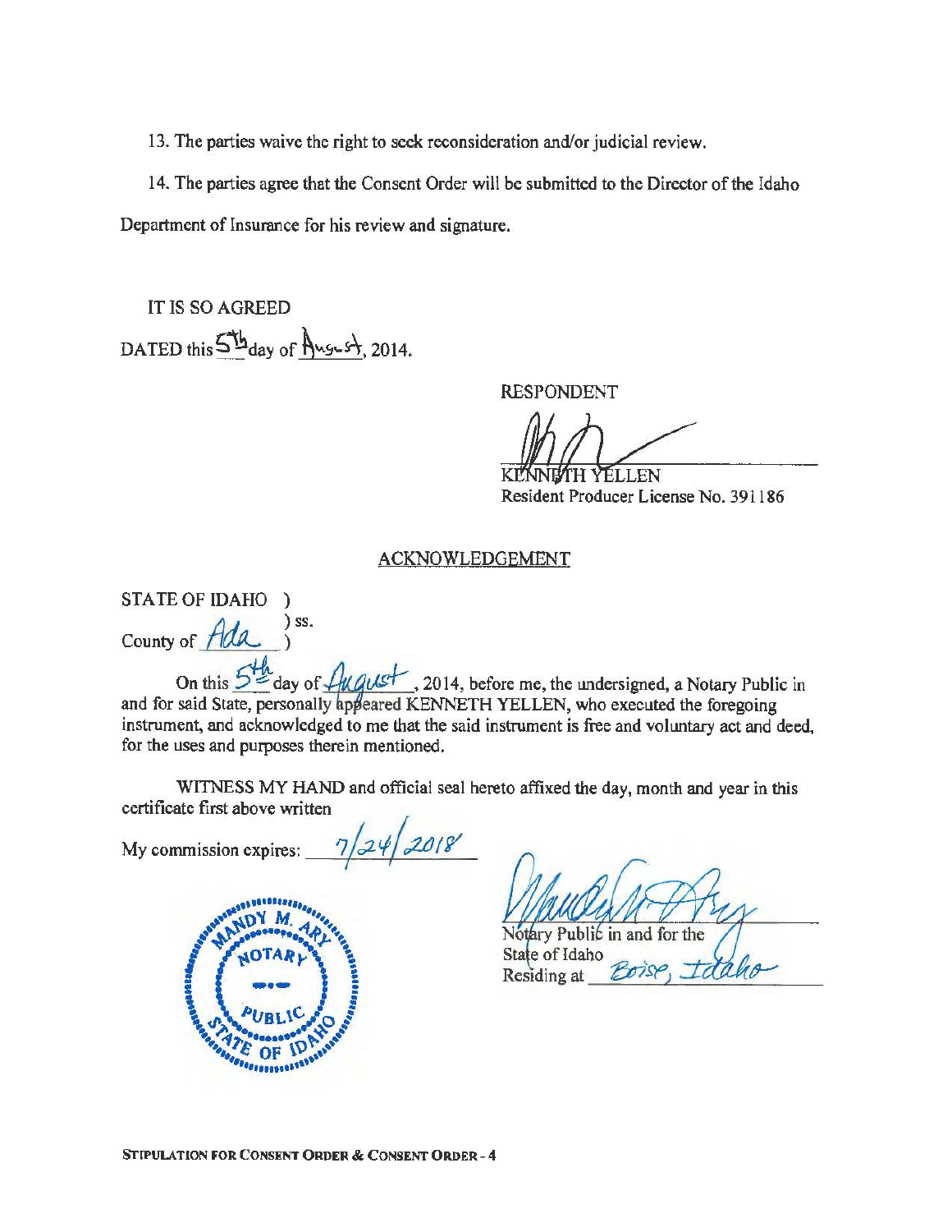13. The parties waive the right to seek reconsideration and/or judicial review.

14. The parties agree that the Consent Order will be submitted to the Director of the Idaho Department of Insurance for his review and signature.

IT IS SO AGREED

DATED this 5th day of August, 2014.

RESPONDENT

KENNETH YELLEN
Resident Producer License No. 391186

## ACKNOWLEDGEMENT

STATE OF IDAHO )
) ss.
County of Ada )

On this 5th day of August, 2014, before me, the undersigned, a Notary Public in and for said State, personally appeared KENNETH YELLEN, who executed the foregoing instrument, and acknowledged to me that the said instrument is free and voluntary act and deed, for the uses and purposes therein mentioned.

WITNESS MY HAND and official seal hereto affixed the day, month and year in this certificate first above written

My commission expires: 7/24/2018

MANDY M. ARY
NOTARY
PUBLIC
STATE OF IDAHO

Notary Public in and for the State of Idaho
Residing at Boise, Idaho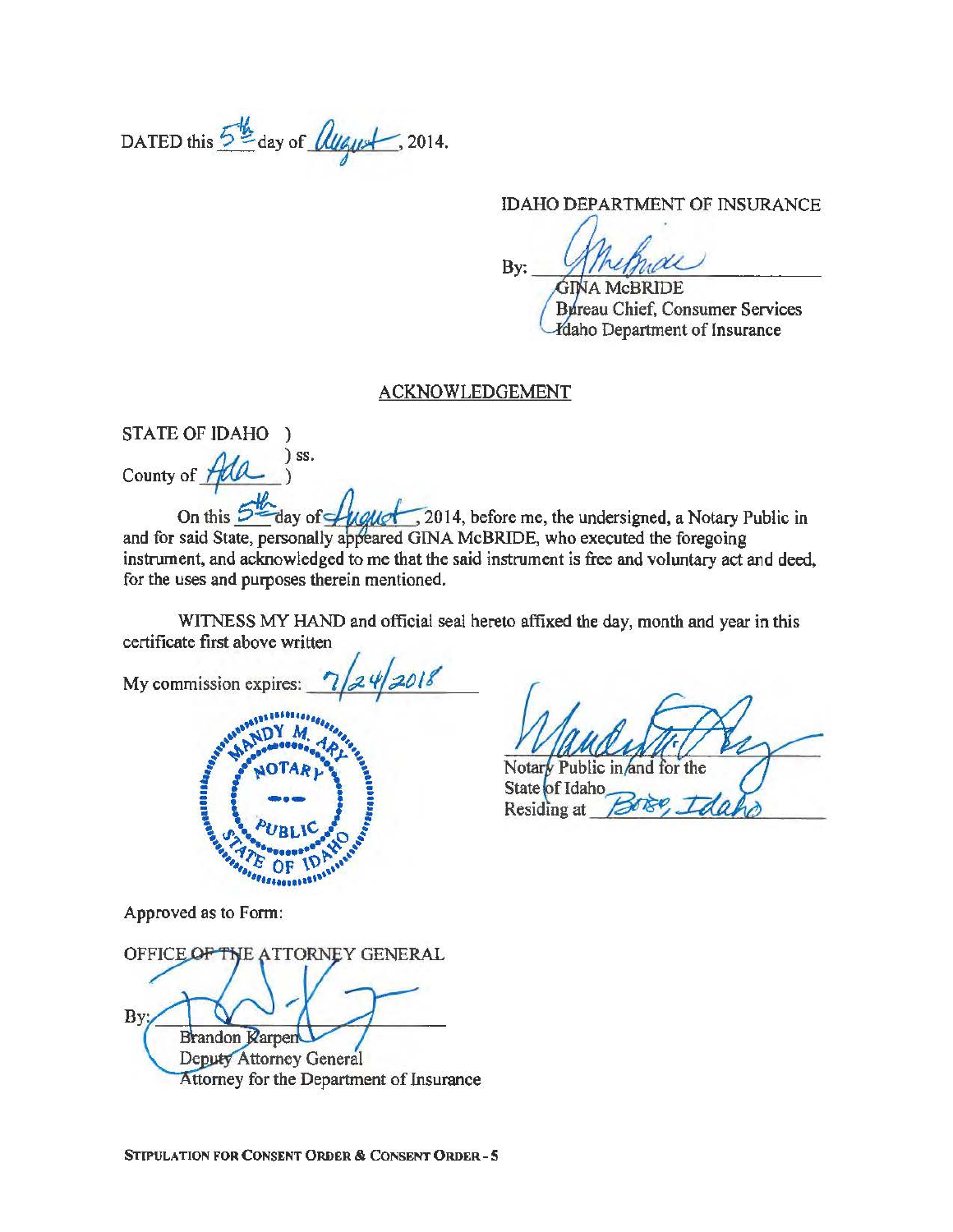DATED this 5th day of August, 2014.

IDAHO DEPARTMENT OF INSURANCE

By: ______________________
GINA McBRIDE
Bureau Chief, Consumer Services
Idaho Department of Insurance

## ACKNOWLEDGEMENT

STATE OF IDAHO )
) ss.
County of Ada )

On this 5th day of August, 2014, before me, the undersigned, a Notary Public in and for said State, personally appeared GINA McBRIDE, who executed the foregoing instrument, and acknowledged to me that the said instrument is free and voluntary act and deed, for the uses and purposes therein mentioned.

WITNESS MY HAND and official seal hereto affixed the day, month and year in this certificate first above written

My commission expires: 7/24/2018

MANDY M. ARY
NOTARY
PUBLIC
STATE OF IDAHO

______________________
Notary Public in and for the
State of Idaho
Residing at Boise, Idaho

Approved as to Form:

OFFICE OF THE ATTORNEY GENERAL

By: ______________________
Brandon Karpen
Deputy Attorney General
Attorney for the Department of Insurance

STIPULATION FOR CONSENT ORDER & CONSENT ORDER - 5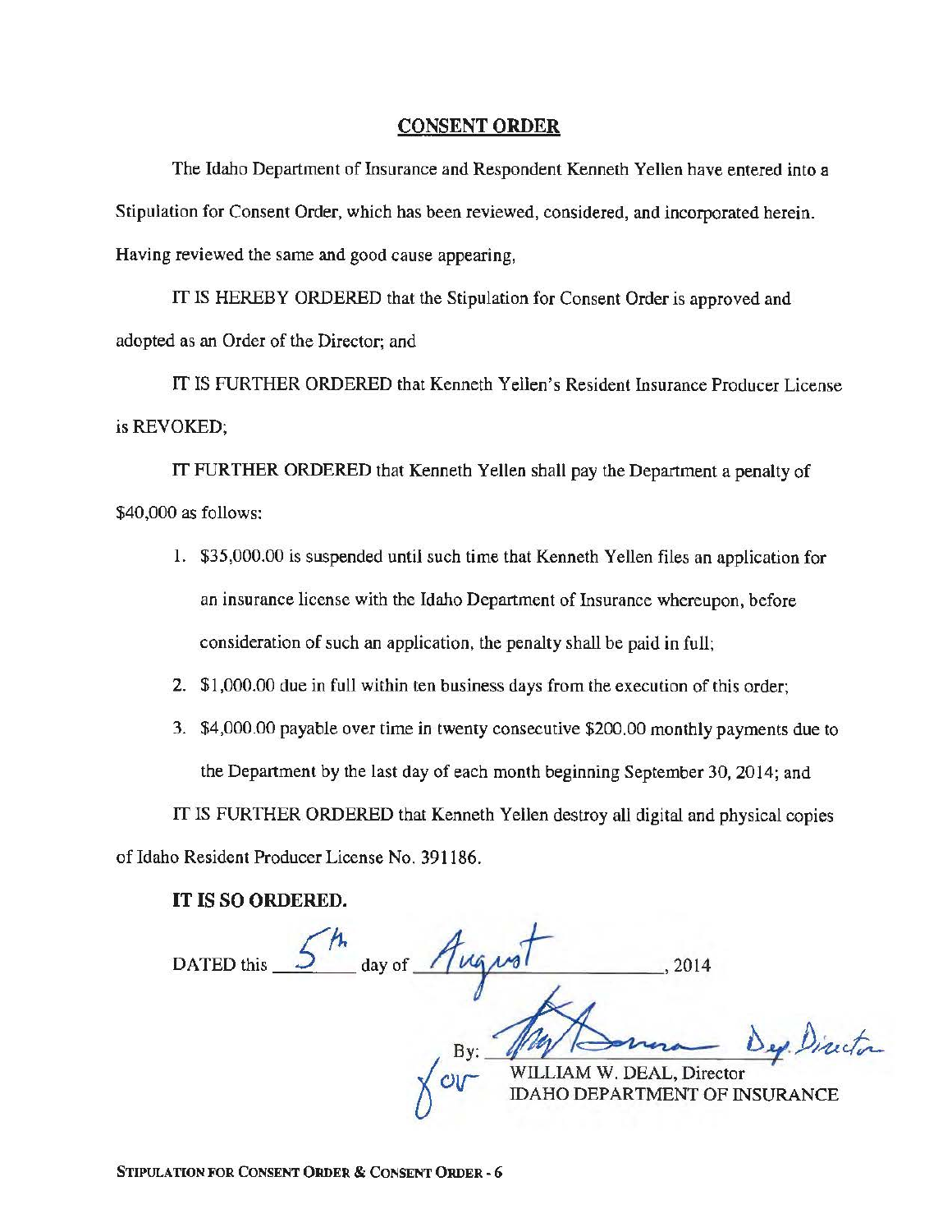## CONSENT ORDER

The Idaho Department of Insurance and Respondent Kenneth Yellen have entered into a Stipulation for Consent Order, which has been reviewed, considered, and incorporated herein. Having reviewed the same and good cause appearing,

IT IS HEREBY ORDERED that the Stipulation for Consent Order is approved and adopted as an Order of the Director; and

IT IS FURTHER ORDERED that Kenneth Yellen's Resident Insurance Producer License is REVOKED;

IT FURTHER ORDERED that Kenneth Yellen shall pay the Department a penalty of $40,000 as follows:

1. $35,000.00 is suspended until such time that Kenneth Yellen files an application for an insurance license with the Idaho Department of Insurance whereupon, before consideration of such an application, the penalty shall be paid in full;
2. $1,000.00 due in full within ten business days from the execution of this order;
3. $4,000.00 payable over time in twenty consecutive $200.00 monthly payments due to the Department by the last day of each month beginning September 30, 2014; and

IT IS FURTHER ORDERED that Kenneth Yellen destroy all digital and physical copies of Idaho Resident Producer License No. 391186.

**IT IS SO ORDERED.**

DATED this 5th day of August, 2014

By: [signature] Dep. Director
for WILLIAM W. DEAL, Director
IDAHO DEPARTMENT OF INSURANCE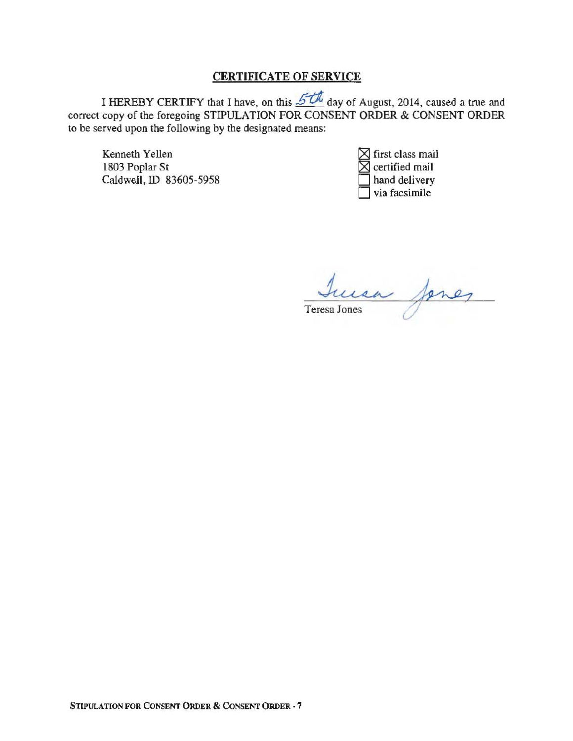## CERTIFICATE OF SERVICE

I HEREBY CERTIFY that I have, on this 5th day of August, 2014, caused a true and correct copy of the foregoing STIPULATION FOR CONSENT ORDER & CONSENT ORDER to be served upon the following by the designated means:

Kenneth Yellen
1803 Poplar St
Caldwell, ID 83605-5958

☒ first class mail
☒ certified mail
☐ hand delivery
☐ via facsimile

Teresa Jones